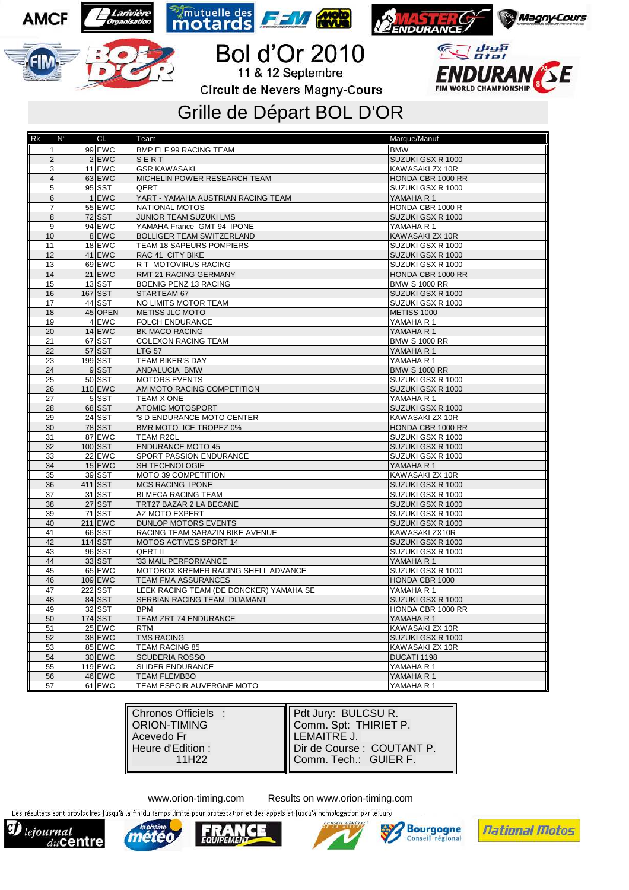# Bol d'Or 2010

11 & 12 Septembre

Circuit de Nevers Magny-Cours

## Grille de Départ BOL D'OR

| Rk | N° | Cl. | Team | Marque/Manuf |
|---|---|---|---|---|
| 1 | 99 | EWC | BMP ELF 99 RACING TEAM | BMW |
| 2 | 2 | EWC | S E R T | SUZUKI GSX R 1000 |
| 3 | 11 | EWC | GSR KAWASAKI | KAWASAKI ZX 10R |
| 4 | 63 | EWC | MICHELIN POWER RESEARCH TEAM | HONDA CBR 1000 RR |
| 5 | 95 | SST | QERT | SUZUKI GSX R 1000 |
| 6 | 1 | EWC | YART - YAMAHA AUSTRIAN RACING TEAM | YAMAHA R 1 |
| 7 | 55 | EWC | NATIONAL MOTOS | HONDA CBR 1000 R |
| 8 | 72 | SST | JUNIOR TEAM SUZUKI LMS | SUZUKI GSX R 1000 |
| 9 | 94 | EWC | YAMAHA France GMT 94 IPONE | YAMAHA R 1 |
| 10 | 8 | EWC | BOLLIGER TEAM SWITZERLAND | KAWASAKI ZX 10R |
| 11 | 18 | EWC | TEAM 18 SAPEURS POMPIERS | SUZUKI GSX R 1000 |
| 12 | 41 | EWC | RAC 41 CITY BIKE | SUZUKI GSX R 1000 |
| 13 | 69 | EWC | R T MOTOVIRUS RACING | SUZUKI GSX R 1000 |
| 14 | 21 | EWC | RMT 21 RACING GERMANY | HONDA CBR 1000 RR |
| 15 | 13 | SST | BOENIG PENZ 13 RACING | BMW S 1000 RR |
| 16 | 167 | SST | STARTEAM 67 | SUZUKI GSX R 1000 |
| 17 | 44 | SST | NO LIMITS MOTOR TEAM | SUZUKI GSX R 1000 |
| 18 | 45 | OPEN | METISS JLC MOTO | METISS 1000 |
| 19 | 4 | EWC | FOLCH ENDURANCE | YAMAHA R 1 |
| 20 | 14 | EWC | BK MACO RACING | YAMAHA R 1 |
| 21 | 67 | SST | COLEXON RACING TEAM | BMW S 1000 RR |
| 22 | 57 | SST | LTG 57 | YAMAHA R 1 |
| 23 | 199 | SST | TEAM BIKER'S DAY | YAMAHA R 1 |
| 24 | 9 | SST | ANDALUCIA BMW | BMW S 1000 RR |
| 25 | 50 | SST | MOTORS EVENTS | SUZUKI GSX R 1000 |
| 26 | 110 | EWC | AM MOTO RACING COMPETITION | SUZUKI GSX R 1000 |
| 27 | 5 | SST | TEAM X ONE | YAMAHA R 1 |
| 28 | 68 | SST | ATOMIC MOTOSPORT | SUZUKI GSX R 1000 |
| 29 | 24 | SST | '3 D ENDURANCE MOTO CENTER | KAWASAKI ZX 10R |
| 30 | 78 | SST | BMR MOTO ICE TROPEZ 0% | HONDA CBR 1000 RR |
| 31 | 87 | EWC | TEAM R2CL | SUZUKI GSX R 1000 |
| 32 | 100 | SST | ENDURANCE MOTO 45 | SUZUKI GSX R 1000 |
| 33 | 22 | EWC | SPORT PASSION ENDURANCE | SUZUKI GSX R 1000 |
| 34 | 15 | EWC | SH TECHNOLOGIE | YAMAHA R 1 |
| 35 | 39 | SST | MOTO 39 COMPETITION | KAWASAKI ZX 10R |
| 36 | 411 | SST | MCS RACING IPONE | SUZUKI GSX R 1000 |
| 37 | 31 | SST | BI MECA RACING TEAM | SUZUKI GSX R 1000 |
| 38 | 27 | SST | TRT27 BAZAR 2 LA BECANE | SUZUKI GSX R 1000 |
| 39 | 71 | SST | AZ MOTO EXPERT | SUZUKI GSX R 1000 |
| 40 | 211 | EWC | DUNLOP MOTORS EVENTS | SUZUKI GSX R 1000 |
| 41 | 66 | SST | RACING TEAM SARAZIN BIKE AVENUE | KAWASAKI ZX10R |
| 42 | 114 | SST | MOTOS ACTIVES SPORT 14 | SUZUKI GSX R 1000 |
| 43 | 96 | SST | QERT II | SUZUKI GSX R 1000 |
| 44 | 33 | SST | '33 MAIL PERFORMANCE | YAMAHA R 1 |
| 45 | 65 | EWC | MOTOBOX KREMER RACING SHELL ADVANCE | SUZUKI GSX R 1000 |
| 46 | 109 | EWC | TEAM FMA ASSURANCES | HONDA CBR 1000 |
| 47 | 222 | SST | LEEK RACING TEAM (DE DONCKER) YAMAHA SE | YAMAHA R 1 |
| 48 | 84 | SST | SERBIAN RACING TEAM DIJAMANT | SUZUKI GSX R 1000 |
| 49 | 32 | SST | BPM | HONDA CBR 1000 RR |
| 50 | 174 | SST | TEAM ZRT 74 ENDURANCE | YAMAHA R 1 |
| 51 | 25 | EWC | RTM | KAWASAKI ZX 10R |
| 52 | 38 | EWC | TMS RACING | SUZUKI GSX R 1000 |
| 53 | 85 | EWC | TEAM RACING 85 | KAWASAKI ZX 10R |
| 54 | 30 | EWC | SCUDERIA ROSSO | DUCATI 1198 |
| 55 | 119 | EWC | SLIDER ENDURANCE | YAMAHA R 1 |
| 56 | 46 | EWC | TEAM FLEMBBO | YAMAHA R 1 |
| 57 | 61 | EWC | TEAM ESPOIR AUVERGNE MOTO | YAMAHA R 1 |

| Chronos Officiels : ORION-TIMING Acevedo Fr Heure d'Edition : 11H22 | Pdt Jury: BULCSU R. Comm. Spt: THIRIET P. LEMAITRE J. Dir de Course : COUTANT P. Comm. Tech.: GUIER F. |
|---|---|

www.orion-timing.com Results on www.orion-timing.com

Les résultats sont provisoires jusqu'à la fin du temps limite pour protestation et des appels et jusqu'à homologation par le Jury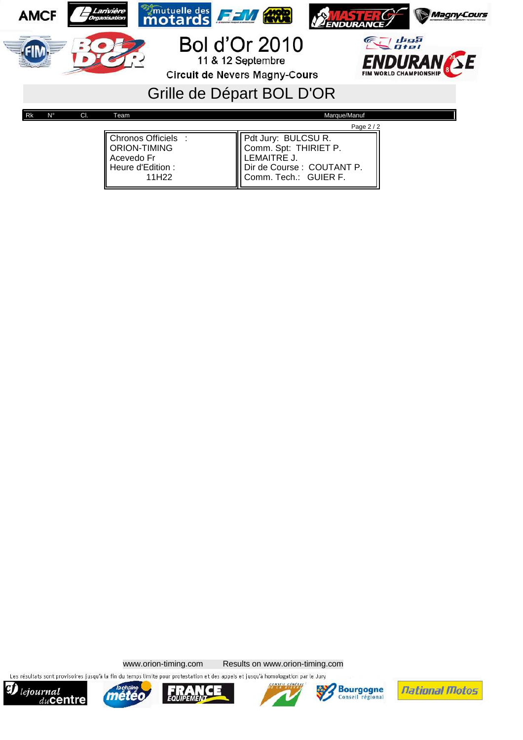# Bol d'Or 2010

11 & 12 Septembre

Circuit de Nevers Magny-Cours

## Grille de Départ BOL D'OR

| Rk | N° | Cl. | Team | Marque/Manuf |
|---|---|---|---|---|

| | |
|---|---|
| Chronos Officiels : ORION-TIMING Acevedo Fr Heure d'Edition : 11H22 | Pdt Jury: BULCSU R. Comm. Spt: THIRIET P. LEMAITRE J. Dir de Course : COUTANT P. Comm. Tech.: GUIER F. |

www.orion-timing.com Results on www.orion-timing.com

Les résultats sont provisoires jusqu'à la fin du temps limite pour protestation et des appels et jusqu'à homologation par le Jury